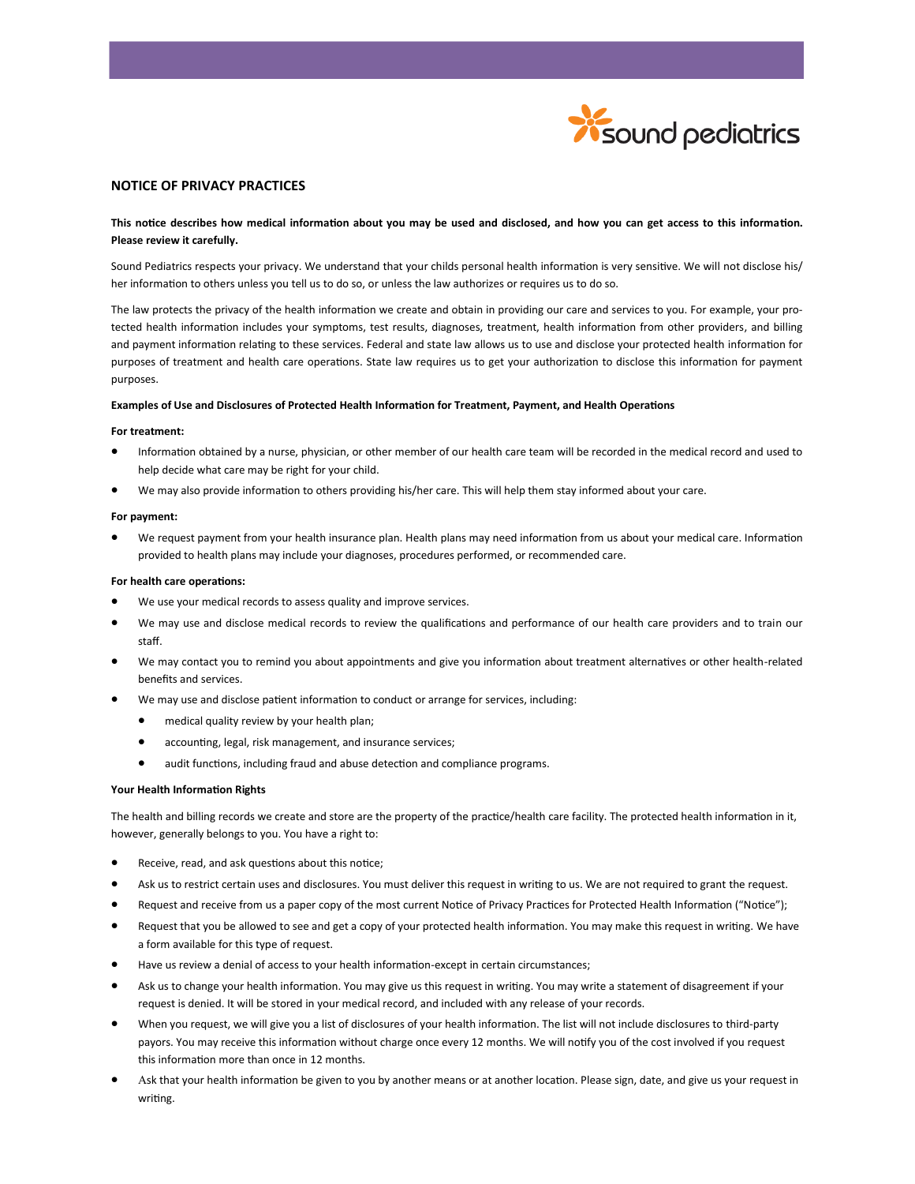sound pediatrics

## NOTICE OF PRIVACY PRACTICES

**This notice describes how medical information about you may be used and disclosed, and how you can get access to this information. Please review it carefully.**

Sound Pediatrics respects your privacy. We understand that your childs personal health information is very sensitive. We will not disclose his/her information to others unless you tell us to do so, or unless the law authorizes or requires us to do so.

The law protects the privacy of the health information we create and obtain in providing our care and services to you. For example, your protected health information includes your symptoms, test results, diagnoses, treatment, health information from other providers, and billing and payment information relating to these services. Federal and state law allows us to use and disclose your protected health information for purposes of treatment and health care operations. State law requires us to get your authorization to disclose this information for payment purposes.

#### Examples of Use and Disclosures of Protected Health Information for Treatment, Payment, and Health Operations

**For treatment:**

- Information obtained by a nurse, physician, or other member of our health care team will be recorded in the medical record and used to help decide what care may be right for your child.
- We may also provide information to others providing his/her care. This will help them stay informed about your care.

**For payment:**

- We request payment from your health insurance plan. Health plans may need information from us about your medical care. Information provided to health plans may include your diagnoses, procedures performed, or recommended care.

**For health care operations:**

- We use your medical records to assess quality and improve services.
- We may use and disclose medical records to review the qualifications and performance of our health care providers and to train our staff.
- We may contact you to remind you about appointments and give you information about treatment alternatives or other health-related benefits and services.
- We may use and disclose patient information to conduct or arrange for services, including:
  - medical quality review by your health plan;
  - accounting, legal, risk management, and insurance services;
  - audit functions, including fraud and abuse detection and compliance programs.

#### Your Health Information Rights

The health and billing records we create and store are the property of the practice/health care facility. The protected health information in it, however, generally belongs to you. You have a right to:

- Receive, read, and ask questions about this notice;
- Ask us to restrict certain uses and disclosures. You must deliver this request in writing to us. We are not required to grant the request.
- Request and receive from us a paper copy of the most current Notice of Privacy Practices for Protected Health Information ("Notice");
- Request that you be allowed to see and get a copy of your protected health information. You may make this request in writing. We have a form available for this type of request.
- Have us review a denial of access to your health information-except in certain circumstances;
- Ask us to change your health information. You may give us this request in writing. You may write a statement of disagreement if your request is denied. It will be stored in your medical record, and included with any release of your records.
- When you request, we will give you a list of disclosures of your health information. The list will not include disclosures to third-party payors. You may receive this information without charge once every 12 months. We will notify you of the cost involved if you request this information more than once in 12 months.
- Ask that your health information be given to you by another means or at another location. Please sign, date, and give us your request in writing.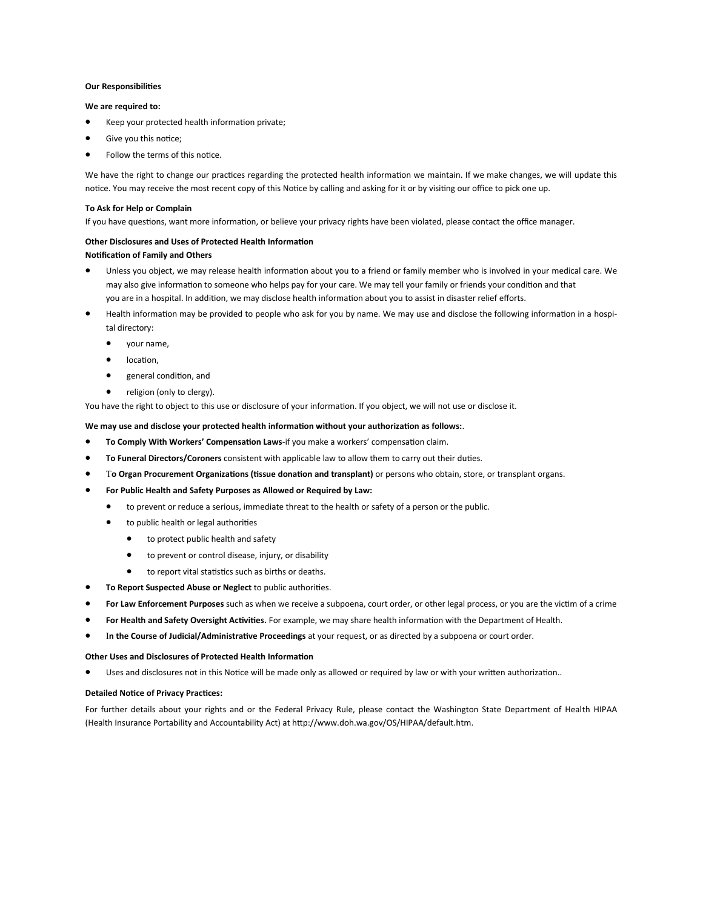**Our Responsibilities**

**We are required to:**

- Keep your protected health information private;
- Give you this notice;
- Follow the terms of this notice.

We have the right to change our practices regarding the protected health information we maintain. If we make changes, we will update this notice. You may receive the most recent copy of this Notice by calling and asking for it or by visiting our office to pick one up.

**To Ask for Help or Complain**

If you have questions, want more information, or believe your privacy rights have been violated, please contact the office manager.

**Other Disclosures and Uses of Protected Health Information**

**Notification of Family and Others**

- Unless you object, we may release health information about you to a friend or family member who is involved in your medical care. We may also give information to someone who helps pay for your care. We may tell your family or friends your condition and that you are in a hospital. In addition, we may disclose health information about you to assist in disaster relief efforts.
- Health information may be provided to people who ask for you by name. We may use and disclose the following information in a hospital directory:
  - your name,
  - location,
  - general condition, and
  - religion (only to clergy).

You have the right to object to this use or disclosure of your information. If you object, we will not use or disclose it.

**We may use and disclose your protected health information without your authorization as follows:**.

- **To Comply With Workers' Compensation Laws**-if you make a workers' compensation claim.
- **To Funeral Directors/Coroners** consistent with applicable law to allow them to carry out their duties.
- **To Organ Procurement Organizations (tissue donation and transplant)** or persons who obtain, store, or transplant organs.
- **For Public Health and Safety Purposes as Allowed or Required by Law:**
  - to prevent or reduce a serious, immediate threat to the health or safety of a person or the public.
  - to public health or legal authorities
    - to protect public health and safety
    - to prevent or control disease, injury, or disability
    - to report vital statistics such as births or deaths.
- **To Report Suspected Abuse or Neglect** to public authorities.
- **For Law Enforcement Purposes** such as when we receive a subpoena, court order, or other legal process, or you are the victim of a crime
- **For Health and Safety Oversight Activities.** For example, we may share health information with the Department of Health.
- **In the Course of Judicial/Administrative Proceedings** at your request, or as directed by a subpoena or court order.

**Other Uses and Disclosures of Protected Health Information**

- Uses and disclosures not in this Notice will be made only as allowed or required by law or with your written authorization..

**Detailed Notice of Privacy Practices:**

For further details about your rights and or the Federal Privacy Rule, please contact the Washington State Department of Health HIPAA (Health Insurance Portability and Accountability Act) at http://www.doh.wa.gov/OS/HIPAA/default.htm.